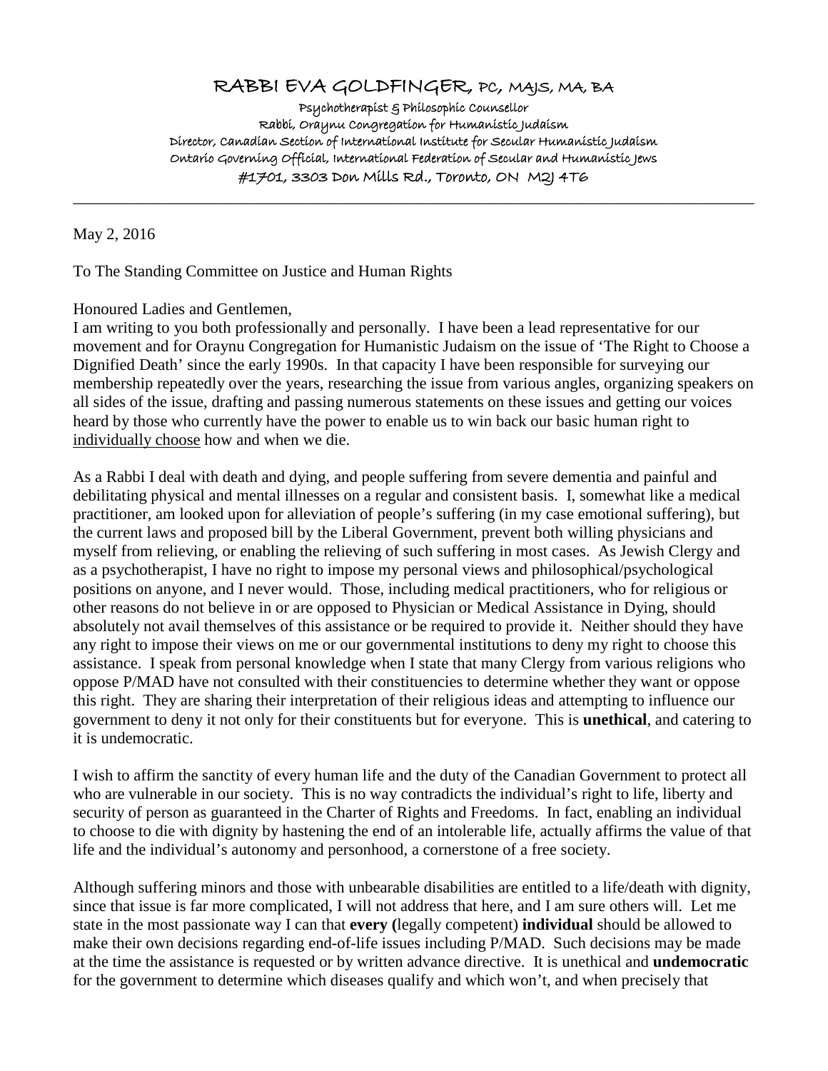# RABBI EVA GOLDFINGER, PC, MAJS, MA, BA

Psychotherapist & Philosophic Counsellor
Rabbi, Oraynu Congregation for Humanistic Judaism
Director, Canadian Section of International Institute for Secular Humanistic Judaism
Ontario Governing Official, International Federation of Secular and Humanistic Jews
#1701, 3303 Don Mills Rd., Toronto, ON M2J 4T6

---

May 2, 2016

To The Standing Committee on Justice and Human Rights

Honoured Ladies and Gentlemen,

I am writing to you both professionally and personally. I have been a lead representative for our movement and for Oraynu Congregation for Humanistic Judaism on the issue of 'The Right to Choose a Dignified Death' since the early 1990s. In that capacity I have been responsible for surveying our membership repeatedly over the years, researching the issue from various angles, organizing speakers on all sides of the issue, drafting and passing numerous statements on these issues and getting our voices heard by those who currently have the power to enable us to win back our basic human right to <u>individually choose</u> how and when we die.

As a Rabbi I deal with death and dying, and people suffering from severe dementia and painful and debilitating physical and mental illnesses on a regular and consistent basis. I, somewhat like a medical practitioner, am looked upon for alleviation of people's suffering (in my case emotional suffering), but the current laws and proposed bill by the Liberal Government, prevent both willing physicians and myself from relieving, or enabling the relieving of such suffering in most cases. As Jewish Clergy and as a psychotherapist, I have no right to impose my personal views and philosophical/psychological positions on anyone, and I never would. Those, including medical practitioners, who for religious or other reasons do not believe in or are opposed to Physician or Medical Assistance in Dying, should absolutely not avail themselves of this assistance or be required to provide it. Neither should they have any right to impose their views on me or our governmental institutions to deny my right to choose this assistance. I speak from personal knowledge when I state that many Clergy from various religions who oppose P/MAD have not consulted with their constituencies to determine whether they want or oppose this right. They are sharing their interpretation of their religious ideas and attempting to influence our government to deny it not only for their constituents but for everyone. This is **unethical**, and catering to it is undemocratic.

I wish to affirm the sanctity of every human life and the duty of the Canadian Government to protect all who are vulnerable in our society. This is no way contradicts the individual's right to life, liberty and security of person as guaranteed in the Charter of Rights and Freedoms. In fact, enabling an individual to choose to die with dignity by hastening the end of an intolerable life, actually affirms the value of that life and the individual's autonomy and personhood, a cornerstone of a free society.

Although suffering minors and those with unbearable disabilities are entitled to a life/death with dignity, since that issue is far more complicated, I will not address that here, and I am sure others will. Let me state in the most passionate way I can that **every (**legally competent) **individual** should be allowed to make their own decisions regarding end-of-life issues including P/MAD. Such decisions may be made at the time the assistance is requested or by written advance directive. It is unethical and **undemocratic** for the government to determine which diseases qualify and which won't, and when precisely that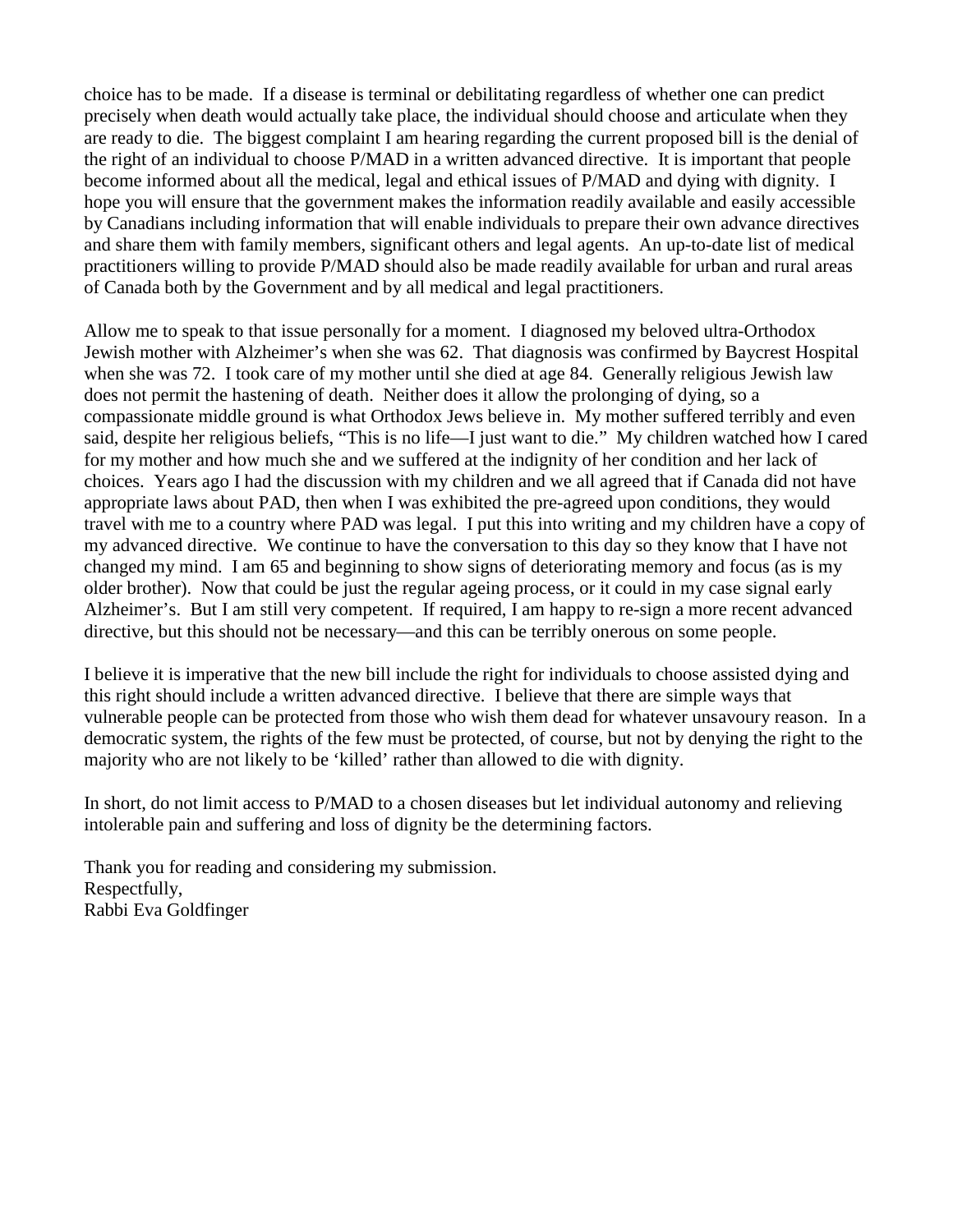choice has to be made. If a disease is terminal or debilitating regardless of whether one can predict precisely when death would actually take place, the individual should choose and articulate when they are ready to die. The biggest complaint I am hearing regarding the current proposed bill is the denial of the right of an individual to choose P/MAD in a written advanced directive. It is important that people become informed about all the medical, legal and ethical issues of P/MAD and dying with dignity. I hope you will ensure that the government makes the information readily available and easily accessible by Canadians including information that will enable individuals to prepare their own advance directives and share them with family members, significant others and legal agents. An up-to-date list of medical practitioners willing to provide P/MAD should also be made readily available for urban and rural areas of Canada both by the Government and by all medical and legal practitioners.

Allow me to speak to that issue personally for a moment. I diagnosed my beloved ultra-Orthodox Jewish mother with Alzheimer's when she was 62. That diagnosis was confirmed by Baycrest Hospital when she was 72. I took care of my mother until she died at age 84. Generally religious Jewish law does not permit the hastening of death. Neither does it allow the prolonging of dying, so a compassionate middle ground is what Orthodox Jews believe in. My mother suffered terribly and even said, despite her religious beliefs, "This is no life—I just want to die." My children watched how I cared for my mother and how much she and we suffered at the indignity of her condition and her lack of choices. Years ago I had the discussion with my children and we all agreed that if Canada did not have appropriate laws about PAD, then when I was exhibited the pre-agreed upon conditions, they would travel with me to a country where PAD was legal. I put this into writing and my children have a copy of my advanced directive. We continue to have the conversation to this day so they know that I have not changed my mind. I am 65 and beginning to show signs of deteriorating memory and focus (as is my older brother). Now that could be just the regular ageing process, or it could in my case signal early Alzheimer's. But I am still very competent. If required, I am happy to re-sign a more recent advanced directive, but this should not be necessary—and this can be terribly onerous on some people.

I believe it is imperative that the new bill include the right for individuals to choose assisted dying and this right should include a written advanced directive. I believe that there are simple ways that vulnerable people can be protected from those who wish them dead for whatever unsavoury reason. In a democratic system, the rights of the few must be protected, of course, but not by denying the right to the majority who are not likely to be 'killed' rather than allowed to die with dignity.

In short, do not limit access to P/MAD to a chosen diseases but let individual autonomy and relieving intolerable pain and suffering and loss of dignity be the determining factors.

Thank you for reading and considering my submission.
Respectfully,
Rabbi Eva Goldfinger